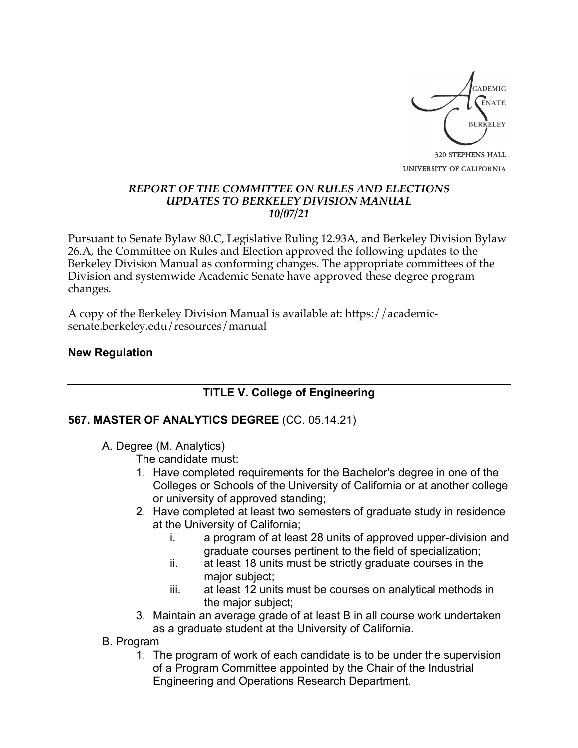ACADEMIC SENATE
BERKELEY

320 STEPHENS HALL
UNIVERSITY OF CALIFORNIA

***REPORT OF THE COMMITTEE ON RULES AND ELECTIONS***
***UPDATES TO BERKELEY DIVISION MANUAL***
***10/07/21***

Pursuant to Senate Bylaw 80.C, Legislative Ruling 12.93A, and Berkeley Division Bylaw 26.A, the Committee on Rules and Election approved the following updates to the Berkeley Division Manual as conforming changes. The appropriate committees of the Division and systemwide Academic Senate have approved these degree program changes.

A copy of the Berkeley Division Manual is available at: https://academic-senate.berkeley.edu/resources/manual

**New Regulation**

## TITLE V. College of Engineering

### 567. MASTER OF ANALYTICS DEGREE (CC. 05.14.21)

A. Degree (M. Analytics)

The candidate must:

1. Have completed requirements for the Bachelor's degree in one of the Colleges or Schools of the University of California or at another college or university of approved standing;
2. Have completed at least two semesters of graduate study in residence at the University of California;
   - i. a program of at least 28 units of approved upper-division and graduate courses pertinent to the field of specialization;
   - ii. at least 18 units must be strictly graduate courses in the major subject;
   - iii. at least 12 units must be courses on analytical methods in the major subject;
3. Maintain an average grade of at least B in all course work undertaken as a graduate student at the University of California.

B. Program

1. The program of work of each candidate is to be under the supervision of a Program Committee appointed by the Chair of the Industrial Engineering and Operations Research Department.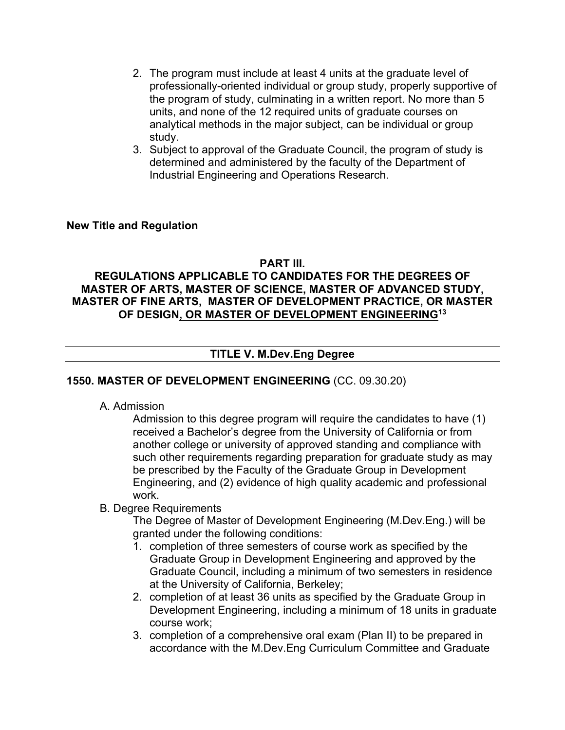2. The program must include at least 4 units at the graduate level of professionally-oriented individual or group study, properly supportive of the program of study, culminating in a written report. No more than 5 units, and none of the 12 required units of graduate courses on analytical methods in the major subject, can be individual or group study.
3. Subject to approval of the Graduate Council, the program of study is determined and administered by the faculty of the Department of Industrial Engineering and Operations Research.

**New Title and Regulation**

**PART III.**
**REGULATIONS APPLICABLE TO CANDIDATES FOR THE DEGREES OF MASTER OF ARTS, MASTER OF SCIENCE, MASTER OF ADVANCED STUDY, MASTER OF FINE ARTS, MASTER OF DEVELOPMENT PRACTICE, ~~OR~~ MASTER OF DESIGN<u>, OR MASTER OF DEVELOPMENT ENGINEERING</u>[13]**

---

**TITLE V. M.Dev.Eng Degree**

---

**1550. MASTER OF DEVELOPMENT ENGINEERING** (CC. 09.30.20)

A. Admission

Admission to this degree program will require the candidates to have (1) received a Bachelor's degree from the University of California or from another college or university of approved standing and compliance with such other requirements regarding preparation for graduate study as may be prescribed by the Faculty of the Graduate Group in Development Engineering, and (2) evidence of high quality academic and professional work.

B. Degree Requirements

The Degree of Master of Development Engineering (M.Dev.Eng.) will be granted under the following conditions:

1. completion of three semesters of course work as specified by the Graduate Group in Development Engineering and approved by the Graduate Council, including a minimum of two semesters in residence at the University of California, Berkeley;
2. completion of at least 36 units as specified by the Graduate Group in Development Engineering, including a minimum of 18 units in graduate course work;
3. completion of a comprehensive oral exam (Plan II) to be prepared in accordance with the M.Dev.Eng Curriculum Committee and Graduate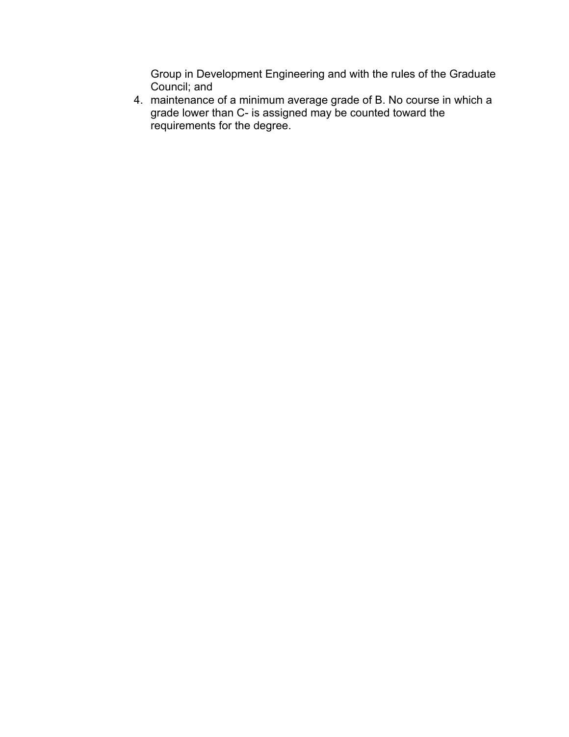Group in Development Engineering and with the rules of the Graduate Council; and

4. maintenance of a minimum average grade of B. No course in which a grade lower than C- is assigned may be counted toward the requirements for the degree.